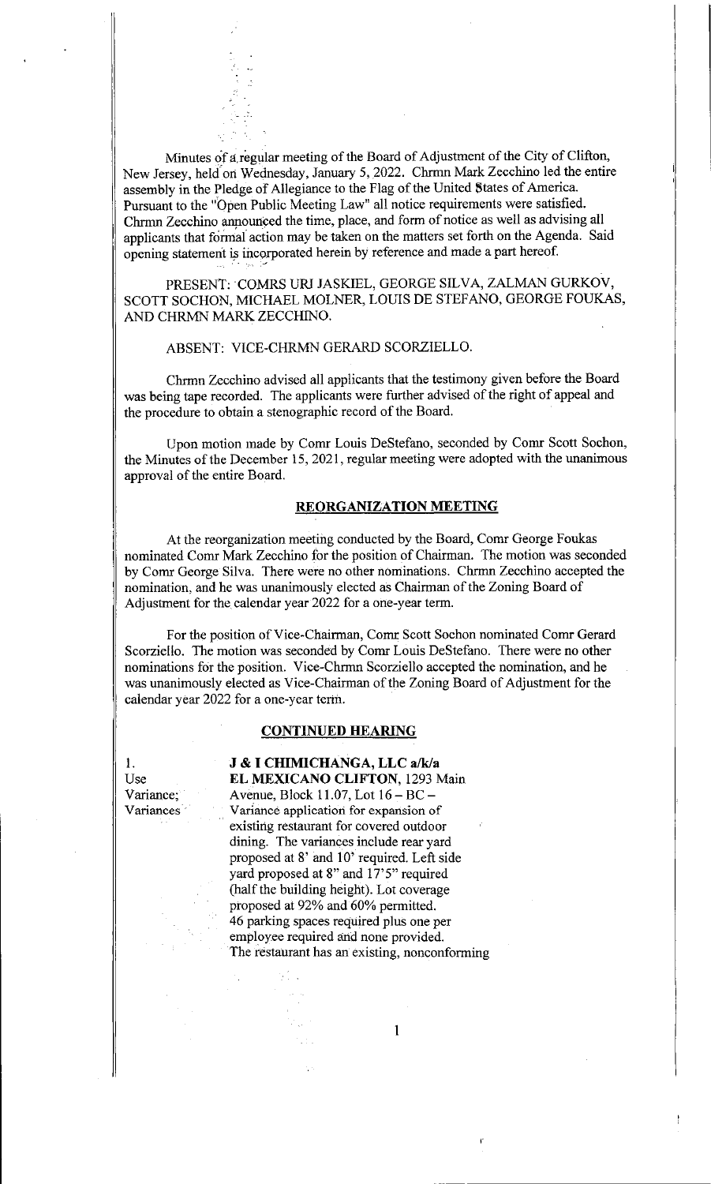Minutes of a regular meeting of the Board of Adjustment of the City of Clifton, New Jersey, held on Wednesday, January 5, 2022. Chrmn Mark Zecchino led the entire assembly in the Pledge of Allegiance to the Flag of the United States of America. Pursuant to the "Open Public Meeting Law" all notice requirements were satisfied. Chrmn Zecchino announced the time, place, and form of notice as well as advising all applicants that formal action may be taken on the matters set forth on the Agenda. Said opening statement is incorporated herein by reference and made a part hereof.

PRESENT: COMRS URI JASKIEL, GEORGE SILVA, ZALMAN GURKOV, SCOTT SOCHON, MICHAEL MOLNER, LOUIS DE STEFANO, GEORGE FOUKAS, AND CHRMN MARK ZECCHINO.

ABSENT: VICE-CHRMN GERARD SCORZIELLO.

Chrmn Zecchino advised all applicants that the testimony given before the Board was being tape recorded. The applicants were further advised of the right of appeal and the procedure to obtain a stenographic record of the Board.

Upon motion made by Comr Louis DeStefano, seconded by Comr Scott Sochon, the Minutes of the December 15, 2021, regular meeting were adopted with the unanimous approval of the entire Board.

## REORGANIZATION MEETING

At the reorganization meeting conducted by the Board, Comr George Foukas nominated Comr Mark Zecchino for the position of Chairman. The motion was seconded by Comr George Silva. There were no other nominations. Chrmn Zecchino accepted the nomination, and he was unanimously elected as Chairman of the Zoning Board of Adjustment for the calendar year 2022 for a one-year term.

For the position of Vice-Chairman, Comr Scott Sochon nominated Comr Gerard Scorziello. The motion was seconded by Comr Louis DeStefano. There were no other nominations for the position. Vice-Chrmn Scorziello accepted the nomination, and he was unanimously elected as Vice-Chairman of the Zoning Board of Adjustment for the calendar year 2022 for a one-year term.

## CONTINUED HEARING

1.
Use Variance; Variances

**J & I CHIMICHANGA, LLC a/k/a EL MEXICANO CLIFTON**, 1293 Main Avenue, Block 11.07, Lot 16 – BC – Variance application for expansion of existing restaurant for covered outdoor dining. The variances include rear yard proposed at 8' and 10' required. Left side yard proposed at 8" and 17'5" required (half the building height). Lot coverage proposed at 92% and 60% permitted. 46 parking spaces required plus one per employee required and none provided. The restaurant has an existing, nonconforming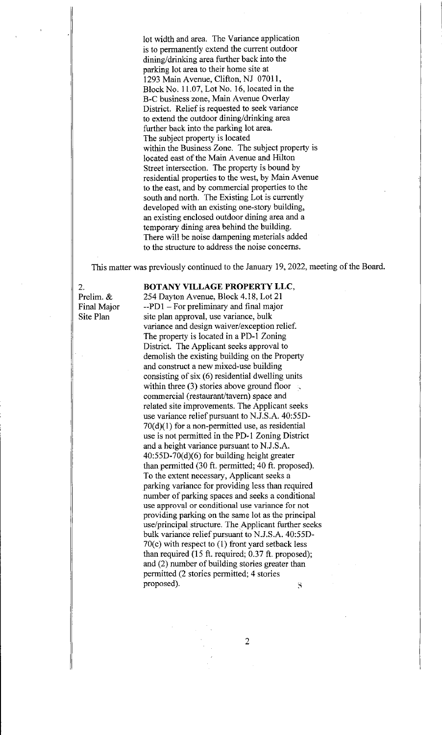lot width and area. The Variance application is to permanently extend the current outdoor dining/drinking area further back into the parking lot area to their home site at 1293 Main Avenue, Clifton, NJ 07011, Block No. 11.07, Lot No. 16, located in the B-C business zone, Main Avenue Overlay District. Relief is requested to seek variance to extend the outdoor dining/drinking area further back into the parking lot area. The subject property is located within the Business Zone. The subject property is located east of the Main Avenue and Hilton Street intersection. The property is bound by residential properties to the west, by Main Avenue to the east, and by commercial properties to the south and north. The Existing Lot is currently developed with an existing one-story building, an existing enclosed outdoor dining area and a temporary dining area behind the building. There will be noise dampening materials added to the structure to address the noise concerns.

This matter was previously continued to the January 19, 2022, meeting of the Board.

2.
Prelim. & Final Major Site Plan

**BOTANY VILLAGE PROPERTY LLC,**
254 Dayton Avenue, Block 4.18, Lot 21 --PD1 – For preliminary and final major site plan approval, use variance, bulk variance and design waiver/exception relief. The property is located in a PD-1 Zoning District. The Applicant seeks approval to demolish the existing building on the Property and construct a new mixed-use building consisting of six (6) residential dwelling units within three (3) stories above ground floor commercial (restaurant/tavern) space and related site improvements. The Applicant seeks use variance relief pursuant to N.J.S.A. 40:55D-70(d)(1) for a non-permitted use, as residential use is not permitted in the PD-1 Zoning District and a height variance pursuant to N.J.S.A. 40:55D-70(d)(6) for building height greater than permitted (30 ft. permitted; 40 ft. proposed). To the extent necessary, Applicant seeks a parking variance for providing less than required number of parking spaces and seeks a conditional use approval or conditional use variance for not providing parking on the same lot as the principal use/principal structure. The Applicant further seeks bulk variance relief pursuant to N.J.S.A. 40:55D-70(c) with respect to (1) front yard setback less than required (15 ft. required; 0.37 ft. proposed); and (2) number of building stories greater than permitted (2 stories permitted; 4 stories proposed).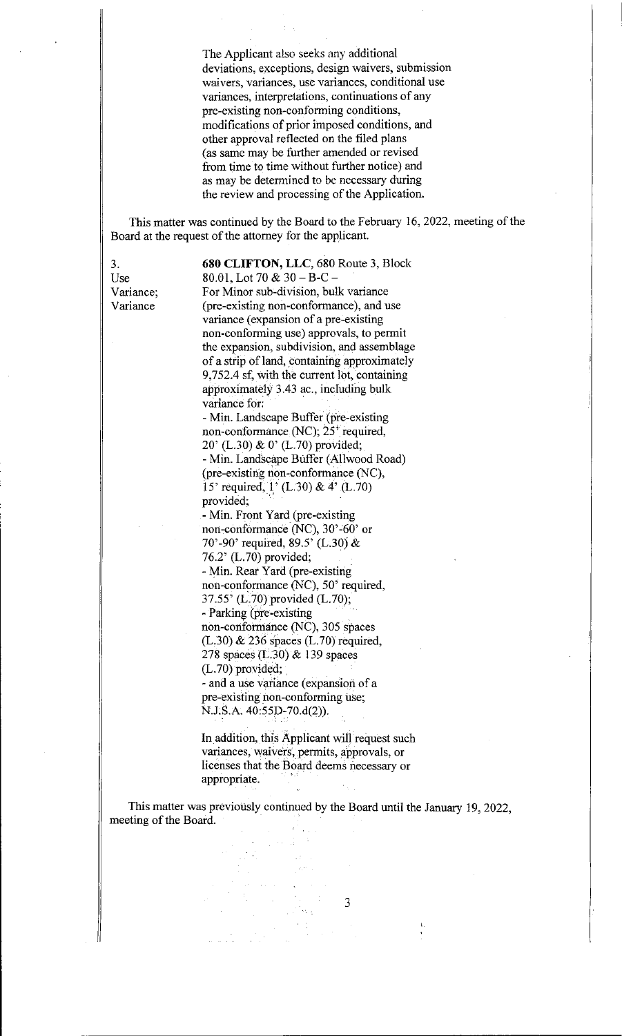The Applicant also seeks any additional deviations, exceptions, design waivers, submission waivers, variances, use variances, conditional use variances, interpretations, continuations of any pre-existing non-conforming conditions, modifications of prior imposed conditions, and other approval reflected on the filed plans (as same may be further amended or revised from time to time without further notice) and as may be determined to be necessary during the review and processing of the Application.

This matter was continued by the Board to the February 16, 2022, meeting of the Board at the request of the attorney for the applicant.

3.
Use Variance;
Variance

**680 CLIFTON, LLC**, 680 Route 3, Block 80.01, Lot 70 & 30 – B-C –
For Minor sub-division, bulk variance (pre-existing non-conformance), and use variance (expansion of a pre-existing non-conforming use) approvals, to permit the expansion, subdivision, and assemblage of a strip of land, containing approximately 9,752.4 sf, with the current lot, containing approximately 3.43 ac., including bulk variance for:

- Min. Landscape Buffer (pre-existing non-conformance (NC); 25' required, 20' (L.30) & 0' (L.70) provided;
- Min. Landscape Buffer (Allwood Road) (pre-existing non-conformance (NC), 15' required, 1' (L.30) & 4' (L.70) provided;
- Min. Front Yard (pre-existing non-conformance (NC), 30'-60' or 70'-90' required, 89.5' (L.30) & 76.2' (L.70) provided;
- Min. Rear Yard (pre-existing non-conformance (NC), 50' required, 37.55' (L.70) provided (L.70);
- Parking (pre-existing non-conformance (NC), 305 spaces (L.30) & 236 spaces (L.70) required, 278 spaces (L.30) & 139 spaces (L.70) provided;
- and a use variance (expansion of a pre-existing non-conforming use; N.J.S.A. 40:55D-70.d(2)).

In addition, this Applicant will request such variances, waivers, permits, approvals, or licenses that the Board deems necessary or appropriate.

This matter was previously continued by the Board until the January 19, 2022, meeting of the Board.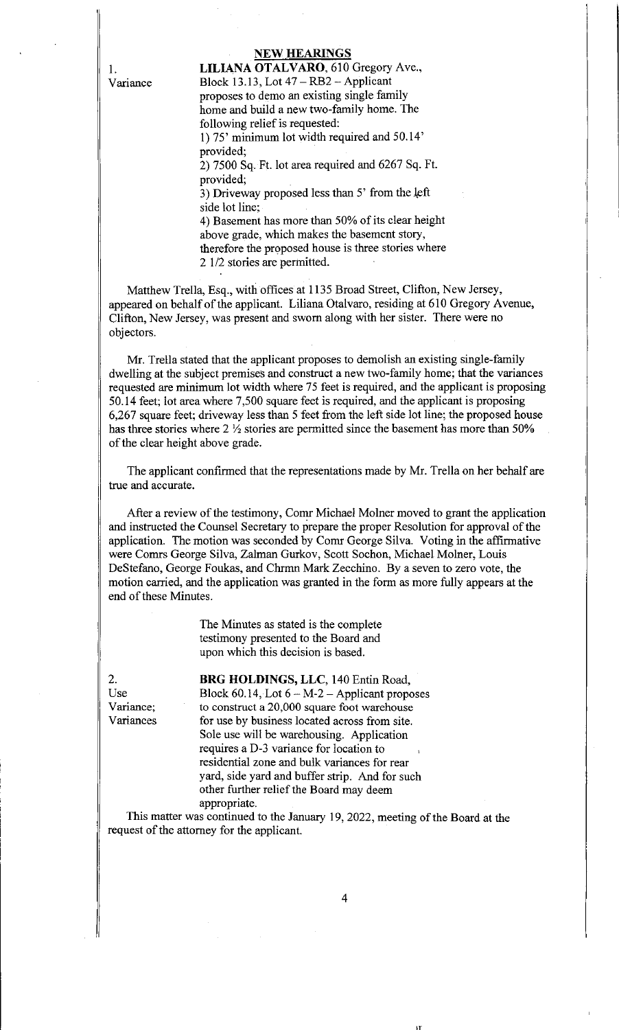## NEW HEARINGS

1.
Variance

**LILIANA OTALVARO**, 610 Gregory Ave., Block 13.13, Lot 47 – RB2 – Applicant proposes to demo an existing single family home and build a new two-family home. The following relief is requested:
1) 75' minimum lot width required and 50.14' provided;
2) 7500 Sq. Ft. lot area required and 6267 Sq. Ft. provided;
3) Driveway proposed less than 5' from the left side lot line;
4) Basement has more than 50% of its clear height above grade, which makes the basement story, therefore the proposed house is three stories where 2 1/2 stories are permitted.

Matthew Trella, Esq., with offices at 1135 Broad Street, Clifton, New Jersey, appeared on behalf of the applicant. Liliana Otalvaro, residing at 610 Gregory Avenue, Clifton, New Jersey, was present and sworn along with her sister. There were no objectors.

Mr. Trella stated that the applicant proposes to demolish an existing single-family dwelling at the subject premises and construct a new two-family home; that the variances requested are minimum lot width where 75 feet is required, and the applicant is proposing 50.14 feet; lot area where 7,500 square feet is required, and the applicant is proposing 6,267 square feet; driveway less than 5 feet from the left side lot line; the proposed house has three stories where 2 ½ stories are permitted since the basement has more than 50% of the clear height above grade.

The applicant confirmed that the representations made by Mr. Trella on her behalf are true and accurate.

After a review of the testimony, Comr Michael Molner moved to grant the application and instructed the Counsel Secretary to prepare the proper Resolution for approval of the application. The motion was seconded by Comr George Silva. Voting in the affirmative were Comrs George Silva, Zalman Gurkov, Scott Sochon, Michael Molner, Louis DeStefano, George Foukas, and Chrmn Mark Zecchino. By a seven to zero vote, the motion carried, and the application was granted in the form as more fully appears at the end of these Minutes.

The Minutes as stated is the complete testimony presented to the Board and upon which this decision is based.

2.
Use Variance;
Variances

**BRG HOLDINGS, LLC**, 140 Entin Road, Block 60.14, Lot 6 – M-2 – Applicant proposes to construct a 20,000 square foot warehouse for use by business located across from site. Sole use will be warehousing. Application requires a D-3 variance for location to residential zone and bulk variances for rear yard, side yard and buffer strip. And for such other further relief the Board may deem appropriate.

This matter was continued to the January 19, 2022, meeting of the Board at the request of the attorney for the applicant.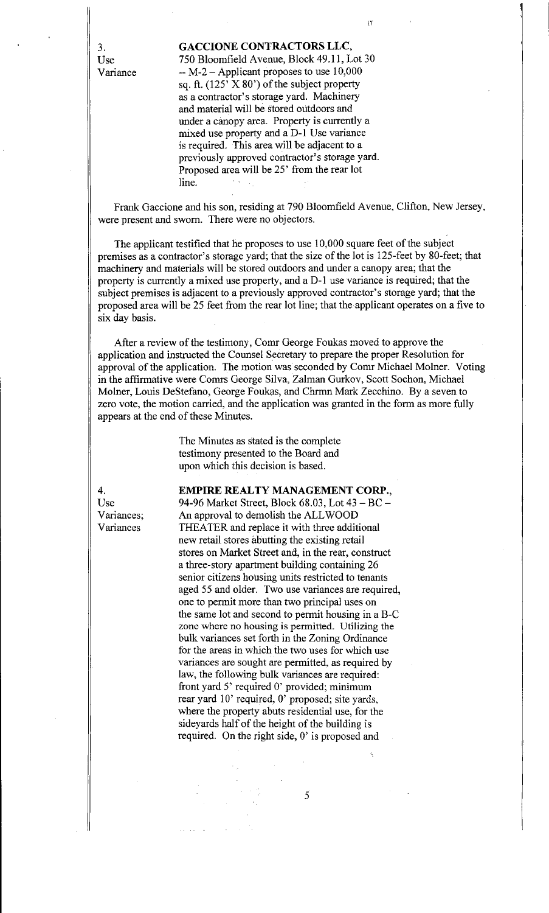3.
Use
Variance

**GACCIONE CONTRACTORS LLC,**
750 Bloomfield Avenue, Block 49.11, Lot 30 -- M-2 – Applicant proposes to use 10,000 sq. ft. (125' X 80') of the subject property as a contractor's storage yard. Machinery and material will be stored outdoors and under a canopy area. Property is currently a mixed use property and a D-1 Use variance is required. This area will be adjacent to a previously approved contractor's storage yard. Proposed area will be 25' from the rear lot line.

Frank Gaccione and his son, residing at 790 Bloomfield Avenue, Clifton, New Jersey, were present and sworn. There were no objectors.

The applicant testified that he proposes to use 10,000 square feet of the subject premises as a contractor's storage yard; that the size of the lot is 125-feet by 80-feet; that machinery and materials will be stored outdoors and under a canopy area; that the property is currently a mixed use property, and a D-1 use variance is required; that the subject premises is adjacent to a previously approved contractor's storage yard; that the proposed area will be 25 feet from the rear lot line; that the applicant operates on a five to six day basis.

After a review of the testimony, Comr George Foukas moved to approve the application and instructed the Counsel Secretary to prepare the proper Resolution for approval of the application. The motion was seconded by Comr Michael Molner. Voting in the affirmative were Comrs George Silva, Zalman Gurkov, Scott Sochon, Michael Molner, Louis DeStefano, George Foukas, and Chrmn Mark Zecchino. By a seven to zero vote, the motion carried, and the application was granted in the form as more fully appears at the end of these Minutes.

The Minutes as stated is the complete testimony presented to the Board and upon which this decision is based.

4.
Use
Variances;
Variances

**EMPIRE REALTY MANAGEMENT CORP.,**
94-96 Market Street, Block 68.03, Lot 43 – BC – An approval to demolish the ALLWOOD THEATER and replace it with three additional new retail stores abutting the existing retail stores on Market Street and, in the rear, construct a three-story apartment building containing 26 senior citizens housing units restricted to tenants aged 55 and older. Two use variances are required, one to permit more than two principal uses on the same lot and second to permit housing in a B-C zone where no housing is permitted. Utilizing the bulk variances set forth in the Zoning Ordinance for the areas in which the two uses for which use variances are sought are permitted, as required by law, the following bulk variances are required: front yard 5' required 0' provided; minimum rear yard 10' required, 0' proposed; site yards, where the property abuts residential use, for the sideyards half of the height of the building is required. On the right side, 0' is proposed and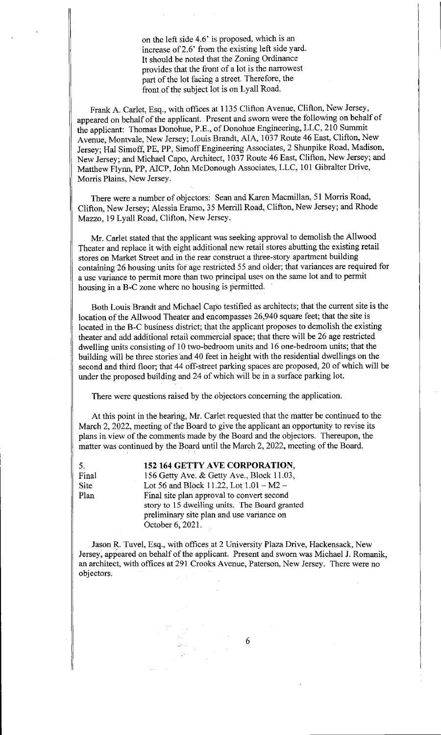on the left side 4.6' is proposed, which is an increase of 2.6' from the existing left side yard. It should be noted that the Zoning Ordinance provides that the front of a lot is the narrowest part of the lot facing a street. Therefore, the front of the subject lot is on Lyall Road.

Frank A. Carlet, Esq., with offices at 1135 Clifton Avenue, Clifton, New Jersey, appeared on behalf of the applicant. Present and sworn were the following on behalf of the applicant: Thomas Donohue, P.E., of Donohue Engineering, LLC, 210 Summit Avenue, Montvale, New Jersey; Louis Brandt, AIA, 1037 Route 46 East, Clifton, New Jersey; Hal Simoff, PE, PP, Simoff Engineering Associates, 2 Shunpike Road, Madison, New Jersey; and Michael Capo, Architect, 1037 Route 46 East, Clifton, New Jersey; and Matthew Flynn, PP, AICP, John McDonough Associates, LLC, 101 Gibralter Drive, Morris Plains, New Jersey.

There were a number of objectors: Sean and Karen Macmillan, 51 Morris Road, Clifton, New Jersey; Alessia Eramo, 35 Merrill Road, Clifton, New Jersey; and Rhode Mazzo, 19 Lyall Road, Clifton, New Jersey.

Mr. Carlet stated that the applicant was seeking approval to demolish the Allwood Theater and replace it with eight additional new retail stores abutting the existing retail stores on Market Street and in the rear construct a three-story apartment building containing 26 housing units for age restricted 55 and older; that variances are required for a use variance to permit more than two principal uses on the same lot and to permit housing in a B-C zone where no housing is permitted.

Both Louis Brandt and Michael Capo testified as architects; that the current site is the location of the Allwood Theater and encompasses 26,940 square feet; that the site is located in the B-C business district; that the applicant proposes to demolish the existing theater and add additional retail commercial space; that there will be 26 age restricted dwelling units consisting of 10 two-bedroom units and 16 one-bedroom units; that the building will be three stories and 40 feet in height with the residential dwellings on the second and third floor; that 44 off-street parking spaces are proposed, 20 of which will be under the proposed building and 24 of which will be in a surface parking lot.

There were questions raised by the objectors concerning the application.

At this point in the hearing, Mr. Carlet requested that the matter be continued to the March 2, 2022, meeting of the Board to give the applicant an opportunity to revise its plans in view of the comments made by the Board and the objectors. Thereupon, the matter was continued by the Board until the March 2, 2022, meeting of the Board.

5.
Final
Site
Plan

**152 164 GETTY AVE CORPORATION,**
156 Getty Ave. & Getty Ave., Block 11.03, Lot 56 and Block 11.22, Lot 1.01 – M2 – Final site plan approval to convert second story to 15 dwelling units. The Board granted preliminary site plan and use variance on October 6, 2021.

Jason R. Tuvel, Esq., with offices at 2 University Plaza Drive, Hackensack, New Jersey, appeared on behalf of the applicant. Present and sworn was Michael J. Romanik, an architect, with offices at 291 Crooks Avenue, Paterson, New Jersey. There were no objectors.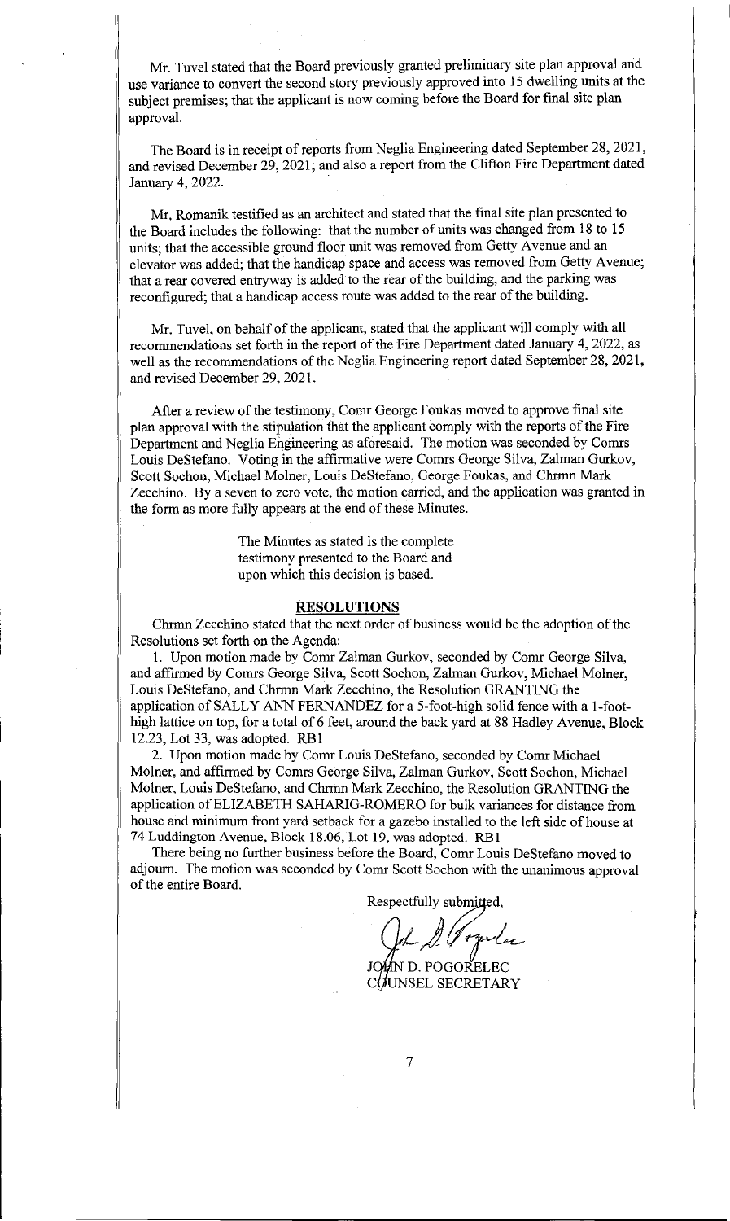Mr. Tuvel stated that the Board previously granted preliminary site plan approval and use variance to convert the second story previously approved into 15 dwelling units at the subject premises; that the applicant is now coming before the Board for final site plan approval.

The Board is in receipt of reports from Neglia Engineering dated September 28, 2021, and revised December 29, 2021; and also a report from the Clifton Fire Department dated January 4, 2022.

Mr. Romanik testified as an architect and stated that the final site plan presented to the Board includes the following: that the number of units was changed from 18 to 15 units; that the accessible ground floor unit was removed from Getty Avenue and an elevator was added; that the handicap space and access was removed from Getty Avenue; that a rear covered entryway is added to the rear of the building, and the parking was reconfigured; that a handicap access route was added to the rear of the building.

Mr. Tuvel, on behalf of the applicant, stated that the applicant will comply with all recommendations set forth in the report of the Fire Department dated January 4, 2022, as well as the recommendations of the Neglia Engineering report dated September 28, 2021, and revised December 29, 2021.

After a review of the testimony, Comr George Foukas moved to approve final site plan approval with the stipulation that the applicant comply with the reports of the Fire Department and Neglia Engineering as aforesaid. The motion was seconded by Comrs Louis DeStefano. Voting in the affirmative were Comrs George Silva, Zalman Gurkov, Scott Sochon, Michael Molner, Louis DeStefano, George Foukas, and Chrmn Mark Zecchino. By a seven to zero vote, the motion carried, and the application was granted in the form as more fully appears at the end of these Minutes.

The Minutes as stated is the complete testimony presented to the Board and upon which this decision is based.

## RESOLUTIONS

Chrmn Zecchino stated that the next order of business would be the adoption of the Resolutions set forth on the Agenda:

1. Upon motion made by Comr Zalman Gurkov, seconded by Comr George Silva, and affirmed by Comrs George Silva, Scott Sochon, Zalman Gurkov, Michael Molner, Louis DeStefano, and Chrmn Mark Zecchino, the Resolution GRANTING the application of SALLY ANN FERNANDEZ for a 5-foot-high solid fence with a 1-foot-high lattice on top, for a total of 6 feet, around the back yard at 88 Hadley Avenue, Block 12.23, Lot 33, was adopted. RB1

2. Upon motion made by Comr Louis DeStefano, seconded by Comr Michael Molner, and affirmed by Comrs George Silva, Zalman Gurkov, Scott Sochon, Michael Molner, Louis DeStefano, and Chrmn Mark Zecchino, the Resolution GRANTING the application of ELIZABETH SAHARIG-ROMERO for bulk variances for distance from house and minimum front yard setback for a gazebo installed to the left side of house at 74 Luddington Avenue, Block 18.06, Lot 19, was adopted. RB1

There being no further business before the Board, Comr Louis DeStefano moved to adjourn. The motion was seconded by Comr Scott Sochon with the unanimous approval of the entire Board.

Respectfully submitted,

JOHN D. POGORELEC
COUNSEL SECRETARY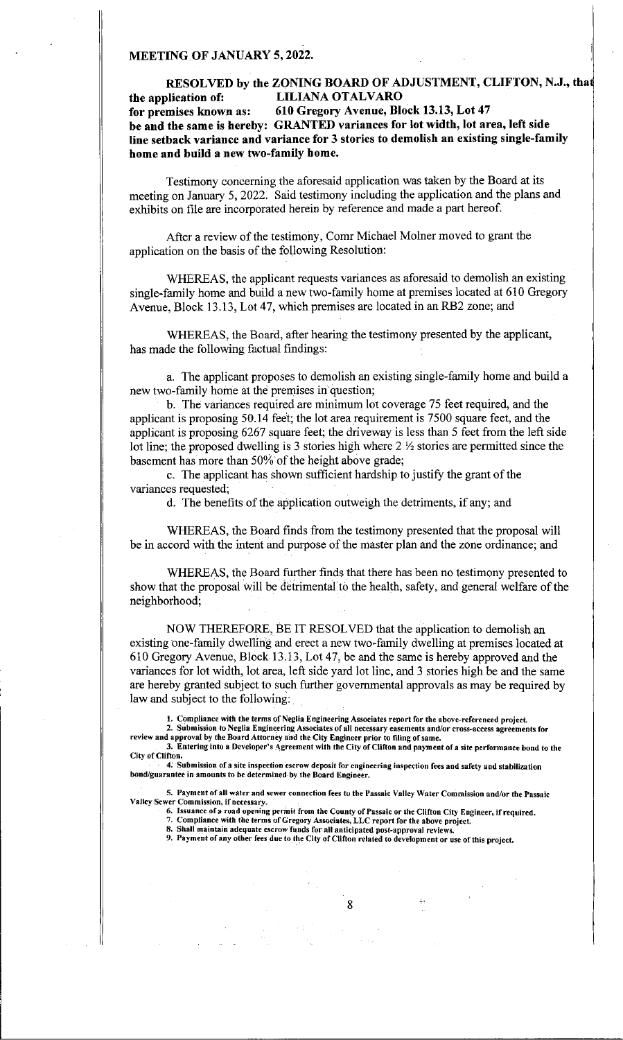**MEETING OF JANUARY 5, 2022.**

**RESOLVED by the ZONING BOARD OF ADJUSTMENT, CLIFTON, N.J., that the application of: LILIANA OTALVARO**
**for premises known as: 610 Gregory Avenue, Block 13.13, Lot 47**
**be and the same is hereby: GRANTED variances for lot width, lot area, left side line setback variance and variance for 3 stories to demolish an existing single-family home and build a new two-family home.**

Testimony concerning the aforesaid application was taken by the Board at its meeting on January 5, 2022. Said testimony including the application and the plans and exhibits on file are incorporated herein by reference and made a part hereof.

After a review of the testimony, Comr Michael Molner moved to grant the application on the basis of the following Resolution:

WHEREAS, the applicant requests variances as aforesaid to demolish an existing single-family home and build a new two-family home at premises located at 610 Gregory Avenue, Block 13.13, Lot 47, which premises are located in an RB2 zone; and

WHEREAS, the Board, after hearing the testimony presented by the applicant, has made the following factual findings:

a. The applicant proposes to demolish an existing single-family home and build a new two-family home at the premises in question;

b. The variances required are minimum lot coverage 75 feet required, and the applicant is proposing 50.14 feet; the lot area requirement is 7500 square feet, and the applicant is proposing 6267 square feet; the driveway is less than 5 feet from the left side lot line; the proposed dwelling is 3 stories high where 2 ½ stories are permitted since the basement has more than 50% of the height above grade;

c. The applicant has shown sufficient hardship to justify the grant of the variances requested;

d. The benefits of the application outweigh the detriments, if any; and

WHEREAS, the Board finds from the testimony presented that the proposal will be in accord with the intent and purpose of the master plan and the zone ordinance; and

WHEREAS, the Board further finds that there has been no testimony presented to show that the proposal will be detrimental to the health, safety, and general welfare of the neighborhood;

NOW THEREFORE, BE IT RESOLVED that the application to demolish an existing one-family dwelling and erect a new two-family dwelling at premises located at 610 Gregory Avenue, Block 13.13, Lot 47, be and the same is hereby approved and the variances for lot width, lot area, left side yard lot line, and 3 stories high be and the same are hereby granted subject to such further governmental approvals as may be required by law and subject to the following:

1. Compliance with the terms of Neglia Engineering Associates report for the above-referenced project.
2. Submission to Neglia Engineering Associates of all necessary easements and/or cross-access agreements for review and approval by the Board Attorney and the City Engineer prior to filing of same.
3. Entering into a Developer's Agreement with the City of Clifton and payment of a site performance bond to the City of Clifton.
4. Submission of a site inspection escrow deposit for engineering inspection fees and safety and stabilization bond/guarantee in amounts to be determined by the Board Engineer.
5. Payment of all water and sewer connection fees to the Passaic Valley Water Commission and/or the Passaic Valley Sewer Commission, if necessary.
6. Issuance of a road opening permit from the County of Passaic or the Clifton City Engineer, if required.
7. Compliance with the terms of Gregory Associates, LLC report for the above project.
8. Shall maintain adequate escrow funds for all anticipated post-approval reviews.
9. Payment of any other fees due to the City of Clifton related to development or use of this project.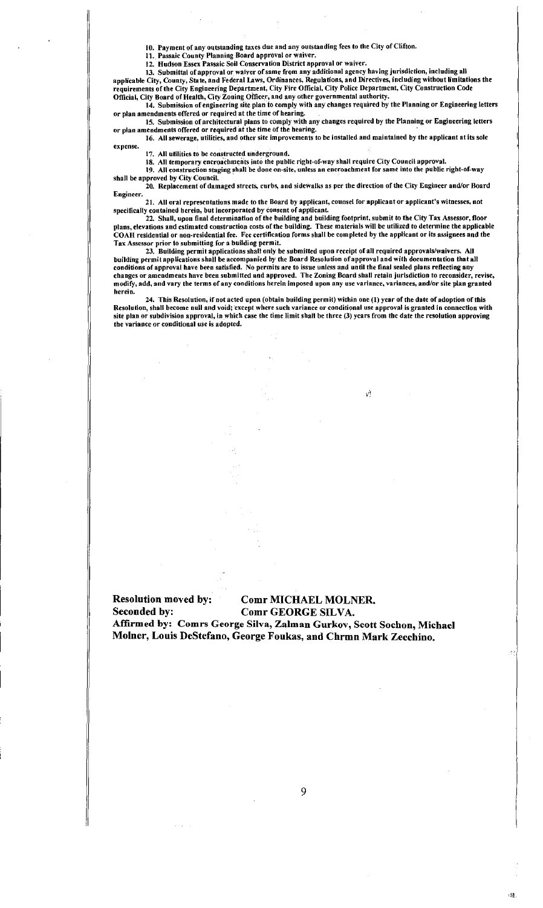**10. Payment of any outstanding taxes due and any outstanding fees to the City of Clifton.**

**11. Passaic County Planning Board approval or waiver.**

**12. Hudson Essex Passaic Soil Conservation District approval or waiver.**

**13. Submittal of approval or waiver of same from any additional agency having jurisdiction, including all applicable City, County, State, and Federal Laws, Ordinances, Regulations, and Directives, including without limitations the requirements of the City Engineering Department, City Fire Official, City Police Department, City Construction Code Official, City Board of Health, City Zoning Officer, and any other governmental authority.**

**14. Submission of engineering site plan to comply with any changes required by the Planning or Engineering letters or plan amendments offered or required at the time of hearing.**

**15. Submission of architectural plans to comply with any changes required by the Planning or Engineering letters or plan amendments offered or required at the time of the hearing.**

**16. All sewerage, utilities, and other site improvements to be installed and maintained by the applicant at its sole expense.**

**17. All utilities to be constructed underground.**

**18. All temporary encroachments into the public right-of-way shall require City Council approval.**

**19. All construction staging shall be done on-site, unless an encroachment for same into the public right-of-way shall be approved by City Council.**

**20. Replacement of damaged streets, curbs, and sidewalks as per the direction of the City Engineer and/or Board Engineer.**

**21. All oral representations made to the Board by applicant, counsel for applicant or applicant's witnesses, not specifically contained herein, but incorporated by consent of applicant.**

**22. Shall, upon final determination of the building and building footprint, submit to the City Tax Assessor, floor plans, elevations and estimated construction costs of the building. These materials will be utilized to determine the applicable COAH residential or non-residential fee. Fee certification forms shall be completed by the applicant or its assignees and the Tax Assessor prior to submitting for a building permit.**

**23. Building permit applications shall only be submitted upon receipt of all required approvals/waivers. All building permit applications shall be accompanied by the Board Resolution of approval and with documentation that all conditions of approval have been satisfied. No permits are to issue unless and until the final sealed plans reflecting any changes or amendments have been submitted and approved. The Zoning Board shall retain jurisdiction to reconsider, revise, modify, add, and vary the terms of any conditions herein imposed upon any use variance, variances, and/or site plan granted herein.**

**24. This Resolution, if not acted upon (obtain building permit) within one (1) year of the date of adoption of this Resolution, shall become null and void; except where such variance or conditional use approval is granted in connection with site plan or subdivision approval, in which case the time limit shall be three (3) years from the date the resolution approving the variance or conditional use is adopted.**

**Resolution moved by:** **Comr MICHAEL MOLNER.**
**Seconded by:** **Comr GEORGE SILVA.**
**Affirmed by: Comrs George Silva, Zalman Gurkov, Scott Sochon, Michael Molner, Louis DeStefano, George Foukas, and Chrmn Mark Zecchino.**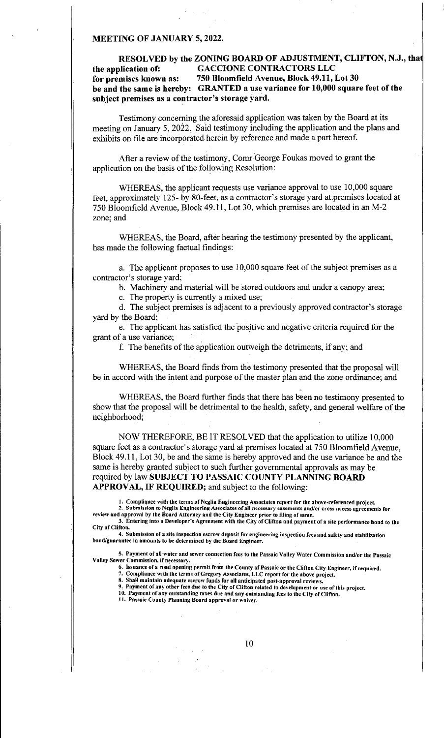**MEETING OF JANUARY 5, 2022.**

**RESOLVED by the ZONING BOARD OF ADJUSTMENT, CLIFTON, N.J., that the application of: GACCIONE CONTRACTORS LLC for premises known as: 750 Bloomfield Avenue, Block 49.11, Lot 30 be and the same is hereby: GRANTED a use variance for 10,000 square feet of the subject premises as a contractor's storage yard.**

Testimony concerning the aforesaid application was taken by the Board at its meeting on January 5, 2022. Said testimony including the application and the plans and exhibits on file are incorporated herein by reference and made a part hereof.

After a review of the testimony, Comr George Foukas moved to grant the application on the basis of the following Resolution:

WHEREAS, the applicant requests use variance approval to use 10,000 square feet, approximately 125- by 80-feet, as a contractor's storage yard at premises located at 750 Bloomfield Avenue, Block 49.11, Lot 30, which premises are located in an M-2 zone; and

WHEREAS, the Board, after hearing the testimony presented by the applicant, has made the following factual findings:

a. The applicant proposes to use 10,000 square feet of the subject premises as a contractor's storage yard;

b. Machinery and material will be stored outdoors and under a canopy area;

c. The property is currently a mixed use;

d. The subject premises is adjacent to a previously approved contractor's storage yard by the Board;

e. The applicant has satisfied the positive and negative criteria required for the grant of a use variance;

f. The benefits of the application outweigh the detriments, if any; and

WHEREAS, the Board finds from the testimony presented that the proposal will be in accord with the intent and purpose of the master plan and the zone ordinance; and

WHEREAS, the Board further finds that there has been no testimony presented to show that the proposal will be detrimental to the health, safety, and general welfare of the neighborhood;

NOW THEREFORE, BE IT RESOLVED that the application to utilize 10,000 square feet as a contractor's storage yard at premises located at 750 Bloomfield Avenue, Block 49.11, Lot 30, be and the same is hereby approved and the use variance be and the same is hereby granted subject to such further governmental approvals as may be required by law **SUBJECT TO PASSAIC COUNTY PLANNING BOARD APPROVAL, IF REQUIRED;** and subject to the following:

1. Compliance with the terms of Neglia Engineering Associates report for the above-referenced project.
2. Submission to Neglia Engineering Associates of all necessary easements and/or cross-access agreements for review and approval by the Board Attorney and the City Engineer prior to filing of same.
3. Entering into a Developer's Agreement with the City of Clifton and payment of a site performance bond to the City of Clifton.
4. Submission of a site inspection escrow deposit for engineering inspection fees and safety and stabilization bond/guarantee in amounts to be determined by the Board Engineer.
5. Payment of all water and sewer connection fees to the Passaic Valley Water Commission and/or the Passaic Valley Sewer Commission, if necessary.
6. Issuance of a road opening permit from the County of Passaic or the Clifton City Engineer, if required.
7. Compliance with the terms of Gregory Associates, LLC report for the above project.
8. Shall maintain adequate escrow funds for all anticipated post-approval reviews.
9. Payment of any other fees due to the City of Clifton related to development or use of this project.
10. Payment of any outstanding taxes due and any outstanding fees to the City of Clifton.
11. Passaic County Planning Board approval or waiver.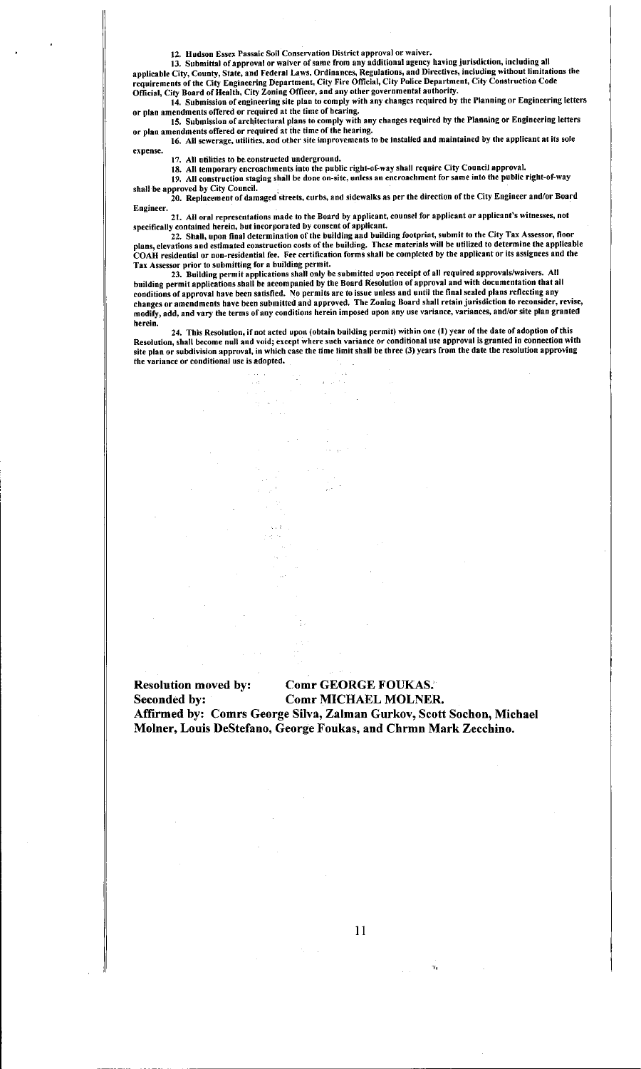12. Hudson Essex Passaic Soil Conservation District approval or waiver.

13. Submittal of approval or waiver of same from any additional agency having jurisdiction, including all applicable City, County, State, and Federal Laws, Ordinances, Regulations, and Directives, including without limitations the requirements of the City Engineering Department, City Fire Official, City Police Department, City Construction Code Official, City Board of Health, City Zoning Officer, and any other governmental authority.

14. Submission of engineering site plan to comply with any changes required by the Planning or Engineering letters or plan amendments offered or required at the time of hearing.

15. Submission of architectural plans to comply with any changes required by the Planning or Engineering letters or plan amendments offered or required at the time of the hearing.

16. All sewerage, utilities, and other site improvements to be installed and maintained by the applicant at its sole expense.

17. All utilities to be constructed underground.

18. All temporary encroachments into the public right-of-way shall require City Council approval.

19. All construction staging shall be done on-site, unless an encroachment for same into the public right-of-way shall be approved by City Council.

20. Replacement of damaged streets, curbs, and sidewalks as per the direction of the City Engineer and/or Board Engineer.

21. All oral representations made to the Board by applicant, counsel for applicant or applicant's witnesses, not specifically contained herein, but incorporated by consent of applicant.

22. Shall, upon final determination of the building and building footprint, submit to the City Tax Assessor, floor plans, elevations and estimated construction costs of the building. These materials will be utilized to determine the applicable COAH residential or non-residential fee. Fee certification forms shall be completed by the applicant or its assignees and the Tax Assessor prior to submitting for a building permit.

23. Building permit applications shall only be submitted upon receipt of all required approvals/waivers. All building permit applications shall be accompanied by the Board Resolution of approval and with documentation that all conditions of approval have been satisfied. No permits are to issue unless and until the final sealed plans reflecting any changes or amendments have been submitted and approved. The Zoning Board shall retain jurisdiction to reconsider, revise, modify, add, and vary the terms of any conditions herein imposed upon any use variance, variances, and/or site plan granted herein.

24. This Resolution, if not acted upon (obtain building permit) within one (1) year of the date of adoption of this Resolution, shall become null and void; except where such variance or conditional use approval is granted in connection with site plan or subdivision approval, in which case the time limit shall be three (3) years from the date the resolution approving the variance or conditional use is adopted.

**Resolution moved by:** **Comr GEORGE FOUKAS.**
**Seconded by:** **Comr MICHAEL MOLNER.**
**Affirmed by: Comrs George Silva, Zalman Gurkov, Scott Sochon, Michael Molner, Louis DeStefano, George Foukas, and Chrmn Mark Zecchino.**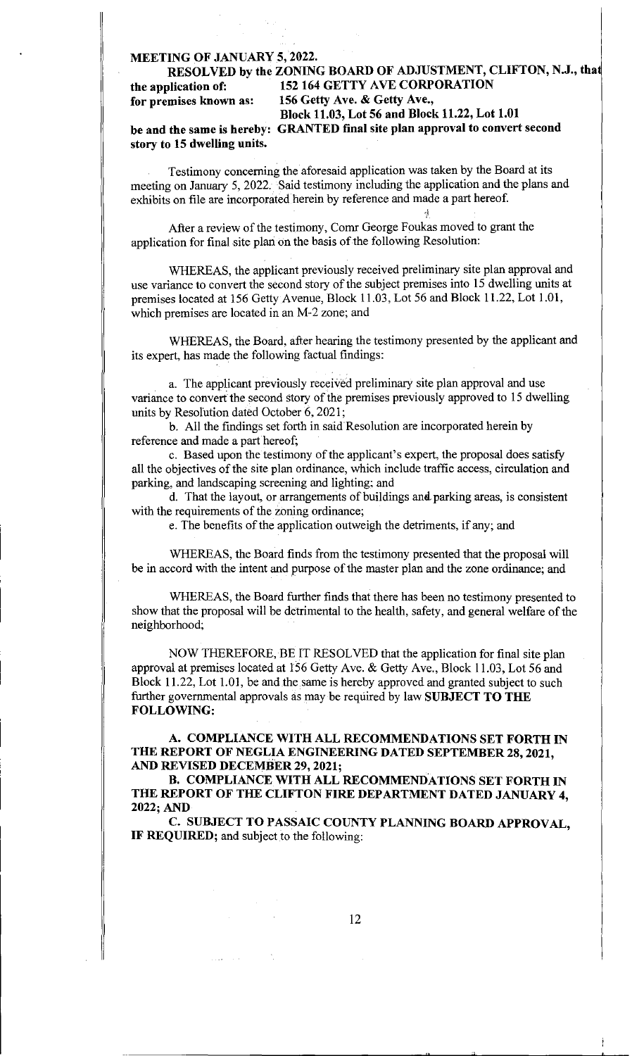**MEETING OF JANUARY 5, 2022.**

**RESOLVED by the ZONING BOARD OF ADJUSTMENT, CLIFTON, N.J., that**

**the application of: 152 164 GETTY AVE CORPORATION**

**for premises known as: 156 Getty Ave. & Getty Ave., Block 11.03, Lot 56 and Block 11.22, Lot 1.01**

**be and the same is hereby: GRANTED final site plan approval to convert second story to 15 dwelling units.**

Testimony concerning the aforesaid application was taken by the Board at its meeting on January 5, 2022. Said testimony including the application and the plans and exhibits on file are incorporated herein by reference and made a part hereof.

After a review of the testimony, Comr George Foukas moved to grant the application for final site plan on the basis of the following Resolution:

WHEREAS, the applicant previously received preliminary site plan approval and use variance to convert the second story of the subject premises into 15 dwelling units at premises located at 156 Getty Avenue, Block 11.03, Lot 56 and Block 11.22, Lot 1.01, which premises are located in an M-2 zone; and

WHEREAS, the Board, after hearing the testimony presented by the applicant and its expert, has made the following factual findings:

a. The applicant previously received preliminary site plan approval and use variance to convert the second story of the premises previously approved to 15 dwelling units by Resolution dated October 6, 2021;

b. All the findings set forth in said Resolution are incorporated herein by reference and made a part hereof;

c. Based upon the testimony of the applicant's expert, the proposal does satisfy all the objectives of the site plan ordinance, which include traffic access, circulation and parking, and landscaping screening and lighting; and

d. That the layout, or arrangements of buildings and parking areas, is consistent with the requirements of the zoning ordinance;

e. The benefits of the application outweigh the detriments, if any; and

WHEREAS, the Board finds from the testimony presented that the proposal will be in accord with the intent and purpose of the master plan and the zone ordinance; and

WHEREAS, the Board further finds that there has been no testimony presented to show that the proposal will be detrimental to the health, safety, and general welfare of the neighborhood;

NOW THEREFORE, BE IT RESOLVED that the application for final site plan approval at premises located at 156 Getty Ave. & Getty Ave., Block 11.03, Lot 56 and Block 11.22, Lot 1.01, be and the same is hereby approved and granted subject to such further governmental approvals as may be required by law **SUBJECT TO THE FOLLOWING:**

**A. COMPLIANCE WITH ALL RECOMMENDATIONS SET FORTH IN THE REPORT OF NEGLIA ENGINEERING DATED SEPTEMBER 28, 2021, AND REVISED DECEMBER 29, 2021;**

**B. COMPLIANCE WITH ALL RECOMMENDATIONS SET FORTH IN THE REPORT OF THE CLIFTON FIRE DEPARTMENT DATED JANUARY 4, 2022; AND**

**C. SUBJECT TO PASSAIC COUNTY PLANNING BOARD APPROVAL, IF REQUIRED;** and subject to the following: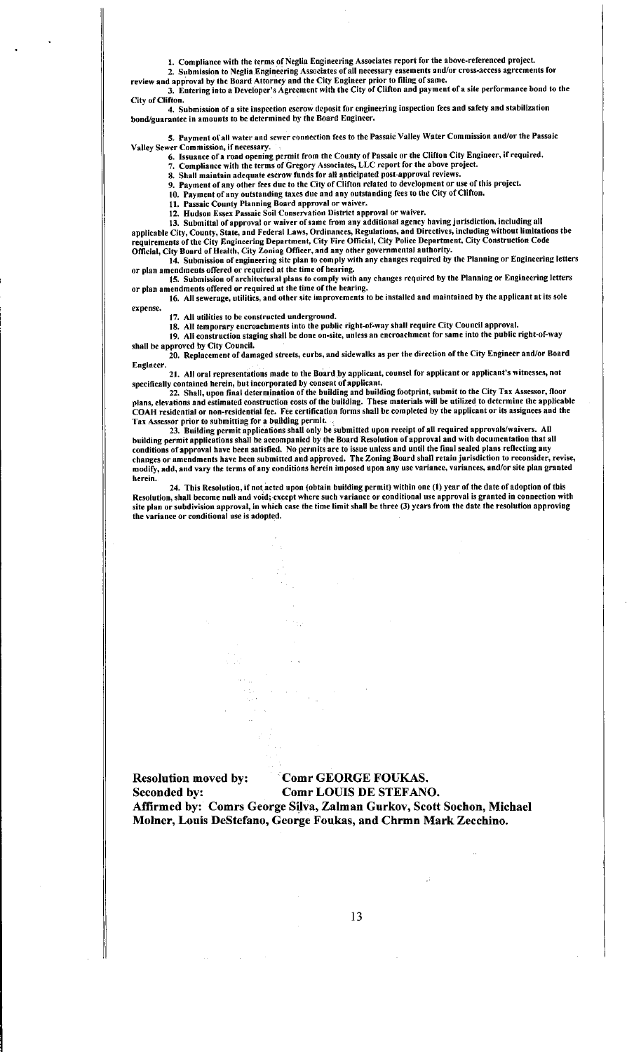1. Compliance with the terms of Neglia Engineering Associates report for the above-referenced project.
2. Submission to Neglia Engineering Associates of all necessary easements and/or cross-access agreements for review and approval by the Board Attorney and the City Engineer prior to filing of same.
3. Entering into a Developer's Agreement with the City of Clifton and payment of a site performance bond to the City of Clifton.
4. Submission of a site inspection escrow deposit for engineering inspection fees and safety and stabilization bond/guarantee in amounts to be determined by the Board Engineer.
5. Payment of all water and sewer connection fees to the Passaic Valley Water Commission and/or the Passaic Valley Sewer Commission, if necessary.
6. Issuance of a road opening permit from the County of Passaic or the Clifton City Engineer, if required.
7. Compliance with the terms of Gregory Associates, LLC report for the above project.
8. Shall maintain adequate escrow funds for all anticipated post-approval reviews.
9. Payment of any other fees due to the City of Clifton related to development or use of this project.
10. Payment of any outstanding taxes due and any outstanding fees to the City of Clifton.
11. Passaic County Planning Board approval or waiver.
12. Hudson Essex Passaic Soil Conservation District approval or waiver.
13. Submittal of approval or waiver of same from any additional agency having jurisdiction, including all applicable City, County, State, and Federal Laws, Ordinances, Regulations, and Directives, including without limitations the requirements of the City Engineering Department, City Fire Official, City Police Department, City Construction Code Official, City Board of Health, City Zoning Officer, and any other governmental authority.
14. Submission of engineering site plan to comply with any changes required by the Planning or Engineering letters or plan amendments offered or required at the time of hearing.
15. Submission of architectural plans to comply with any changes required by the Planning or Engineering letters or plan amendments offered or required at the time of the hearing.
16. All sewerage, utilities, and other site improvements to be installed and maintained by the applicant at its sole expense.
17. All utilities to be constructed underground.
18. All temporary encroachments into the public right-of-way shall require City Council approval.
19. All construction staging shall be done on-site, unless an encroachment for same into the public right-of-way shall be approved by City Council.
20. Replacement of damaged streets, curbs, and sidewalks as per the direction of the City Engineer and/or Board Engineer.
21. All oral representations made to the Board by applicant, counsel for applicant or applicant's witnesses, not specifically contained herein, but incorporated by consent of applicant.
22. Shall, upon final determination of the building and building footprint, submit to the City Tax Assessor, floor plans, elevations and estimated construction costs of the building. These materials will be utilized to determine the applicable COAH residential or non-residential fee. Fee certification forms shall be completed by the applicant or its assignees and the Tax Assessor prior to submitting for a building permit.
23. Building permit applications shall only be submitted upon receipt of all required approvals/waivers. All building permit applications shall be accompanied by the Board Resolution of approval and with documentation that all conditions of approval have been satisfied. No permits are to issue unless and until the final sealed plans reflecting any changes or amendments have been submitted and approved. The Zoning Board shall retain jurisdiction to reconsider, revise, modify, add, and vary the terms of any conditions herein imposed upon any use variance, variances, and/or site plan granted herein.
24. This Resolution, if not acted upon (obtain building permit) within one (1) year of the date of adoption of this Resolution, shall become null and void; except where such variance or conditional use approval is granted in connection with site plan or subdivision approval, in which case the time limit shall be three (3) years from the date the resolution approving the variance or conditional use is adopted.

**Resolution moved by: Comr GEORGE FOUKAS.**
**Seconded by: Comr LOUIS DE STEFANO.**
**Affirmed by: Comrs George Silva, Zalman Gurkov, Scott Sochon, Michael Molner, Louis DeStefano, George Foukas, and Chrmn Mark Zecchino.**